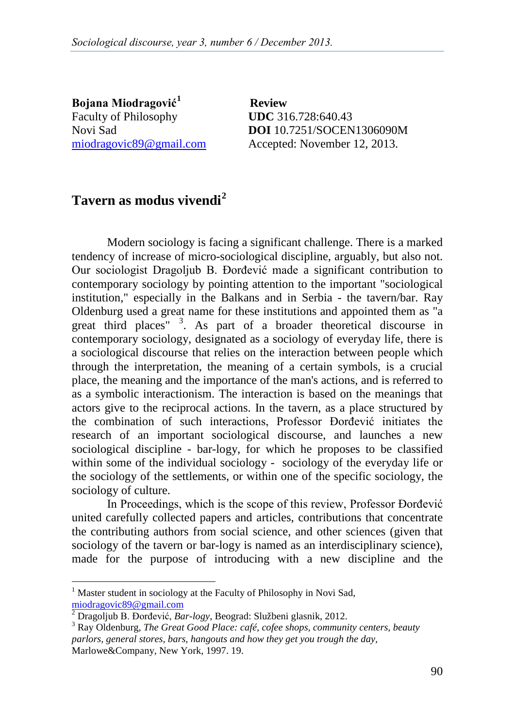**Bojana Miodragović**[1]
Faculty of Philosophy
Novi Sad
miodragovic89@gmail.com

**Review**
**UDC** 316.728:640.43
**DOI** 10.7251/SOCEN1306090M
Accepted: November 12, 2013.

# Tavern as modus vivendi[2]

Modern sociology is facing a significant challenge. There is a marked tendency of increase of micro-sociological discipline, arguably, but also not. Our sociologist Dragoljub B. Đorđević made a significant contribution to contemporary sociology by pointing attention to the important "sociological institution," especially in the Balkans and in Serbia - the tavern/bar. Ray Oldenburg used a great name for these institutions and appointed them as "a great third places" [3]. As part of a broader theoretical discourse in contemporary sociology, designated as a sociology of everyday life, there is a sociological discourse that relies on the interaction between people which through the interpretation, the meaning of a certain symbols, is a crucial place, the meaning and the importance of the man's actions, and is referred to as a symbolic interactionism. The interaction is based on the meanings that actors give to the reciprocal actions. In the tavern, as a place structured by the combination of such interactions, Professor Đorđević initiates the research of an important sociological discourse, and launches a new sociological discipline - bar-logy, for which he proposes to be classified within some of the individual sociology - sociology of the everyday life or the sociology of the settlements, or within one of the specific sociology, the sociology of culture.

In Proceedings, which is the scope of this review, Professor Đorđević united carefully collected papers and articles, contributions that concentrate the contributing authors from social science, and other sciences (given that sociology of the tavern or bar-logy is named as an interdisciplinary science), made for the purpose of introducing with a new discipline and the

---

[1] Master student in sociology at the Faculty of Philosophy in Novi Sad, miodragovic89@gmail.com

[2] Dragoljub B. Đorđević, *Bar-logy*, Beograd: Službeni glasnik, 2012.

[3] Ray Oldenburg, *The Great Good Place: café, cofee shops, community centers, beauty parlors, general stores, bars, hangouts and how they get you trough the day,* Marlowe&Company, New York, 1997. 19.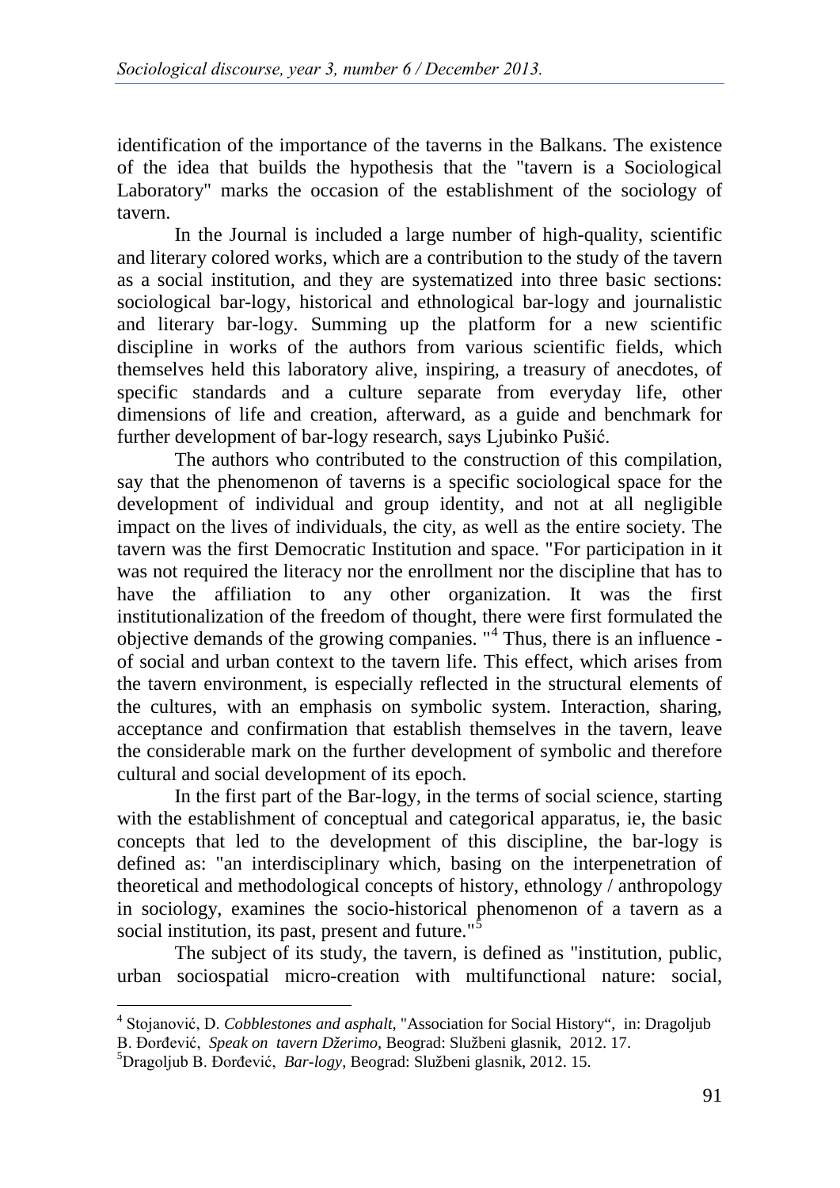identification of the importance of the taverns in the Balkans. The existence of the idea that builds the hypothesis that the "tavern is a Sociological Laboratory" marks the occasion of the establishment of the sociology of tavern.

In the Journal is included a large number of high-quality, scientific and literary colored works, which are a contribution to the study of the tavern as a social institution, and they are systematized into three basic sections: sociological bar-logy, historical and ethnological bar-logy and journalistic and literary bar-logy. Summing up the platform for a new scientific discipline in works of the authors from various scientific fields, which themselves held this laboratory alive, inspiring, a treasury of anecdotes, of specific standards and a culture separate from everyday life, other dimensions of life and creation, afterward, as a guide and benchmark for further development of bar-logy research, says Ljubinko Pušić.

The authors who contributed to the construction of this compilation, say that the phenomenon of taverns is a specific sociological space for the development of individual and group identity, and not at all negligible impact on the lives of individuals, the city, as well as the entire society. The tavern was the first Democratic Institution and space. "For participation in it was not required the literacy nor the enrollment nor the discipline that has to have the affiliation to any other organization. It was the first institutionalization of the freedom of thought, there were first formulated the objective demands of the growing companies. "[4] Thus, there is an influence - of social and urban context to the tavern life. This effect, which arises from the tavern environment, is especially reflected in the structural elements of the cultures, with an emphasis on symbolic system. Interaction, sharing, acceptance and confirmation that establish themselves in the tavern, leave the considerable mark on the further development of symbolic and therefore cultural and social development of its epoch.

In the first part of the Bar-logy, in the terms of social science, starting with the establishment of conceptual and categorical apparatus, ie, the basic concepts that led to the development of this discipline, the bar-logy is defined as: "an interdisciplinary which, basing on the interpenetration of theoretical and methodological concepts of history, ethnology / anthropology in sociology, examines the socio-historical phenomenon of a tavern as a social institution, its past, present and future."[5]

The subject of its study, the tavern, is defined as "institution, public, urban sociospatial micro-creation with multifunctional nature: social,

---

[4] Stojanović, D. *Cobblestones and asphalt,* "Association for Social History", in: Dragoljub B. Đorđević, *Speak on tavern Džerimo,* Beograd: Službeni glasnik, 2012. 17.

[5] Dragoljub B. Đorđević, *Bar-logy,* Beograd: Službeni glasnik, 2012. 15.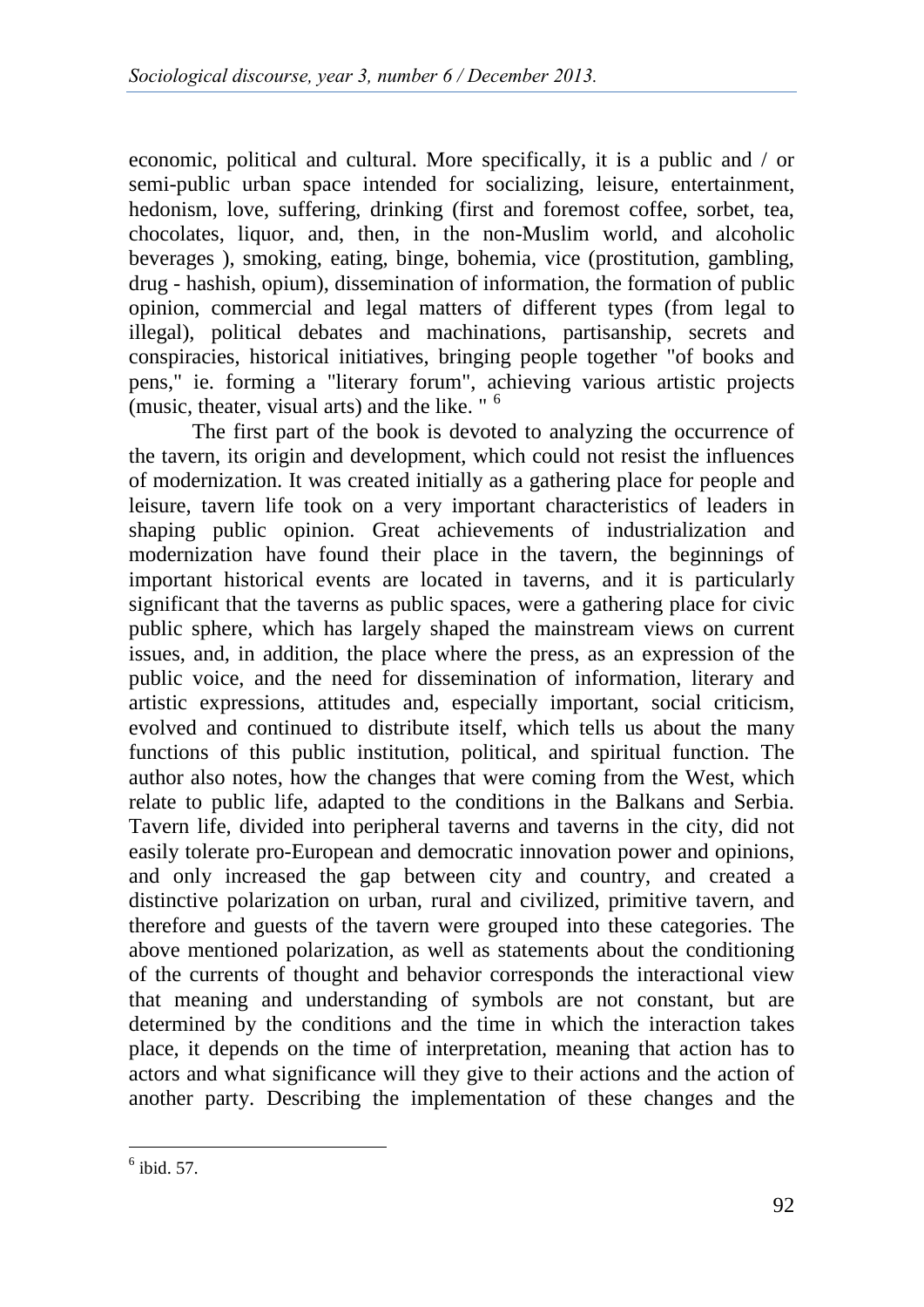economic, political and cultural. More specifically, it is a public and / or semi-public urban space intended for socializing, leisure, entertainment, hedonism, love, suffering, drinking (first and foremost coffee, sorbet, tea, chocolates, liquor, and, then, in the non-Muslim world, and alcoholic beverages ), smoking, eating, binge, bohemia, vice (prostitution, gambling, drug - hashish, opium), dissemination of information, the formation of public opinion, commercial and legal matters of different types (from legal to illegal), political debates and machinations, partisanship, secrets and conspiracies, historical initiatives, bringing people together "of books and pens," ie. forming a "literary forum", achieving various artistic projects (music, theater, visual arts) and the like. " [6]

The first part of the book is devoted to analyzing the occurrence of the tavern, its origin and development, which could not resist the influences of modernization. It was created initially as a gathering place for people and leisure, tavern life took on a very important characteristics of leaders in shaping public opinion. Great achievements of industrialization and modernization have found their place in the tavern, the beginnings of important historical events are located in taverns, and it is particularly significant that the taverns as public spaces, were a gathering place for civic public sphere, which has largely shaped the mainstream views on current issues, and, in addition, the place where the press, as an expression of the public voice, and the need for dissemination of information, literary and artistic expressions, attitudes and, especially important, social criticism, evolved and continued to distribute itself, which tells us about the many functions of this public institution, political, and spiritual function. The author also notes, how the changes that were coming from the West, which relate to public life, adapted to the conditions in the Balkans and Serbia. Tavern life, divided into peripheral taverns and taverns in the city, did not easily tolerate pro-European and democratic innovation power and opinions, and only increased the gap between city and country, and created a distinctive polarization on urban, rural and civilized, primitive tavern, and therefore and guests of the tavern were grouped into these categories. The above mentioned polarization, as well as statements about the conditioning of the currents of thought and behavior corresponds the interactional view that meaning and understanding of symbols are not constant, but are determined by the conditions and the time in which the interaction takes place, it depends on the time of interpretation, meaning that action has to actors and what significance will they give to their actions and the action of another party. Describing the implementation of these changes and the

---

[6] ibid. 57.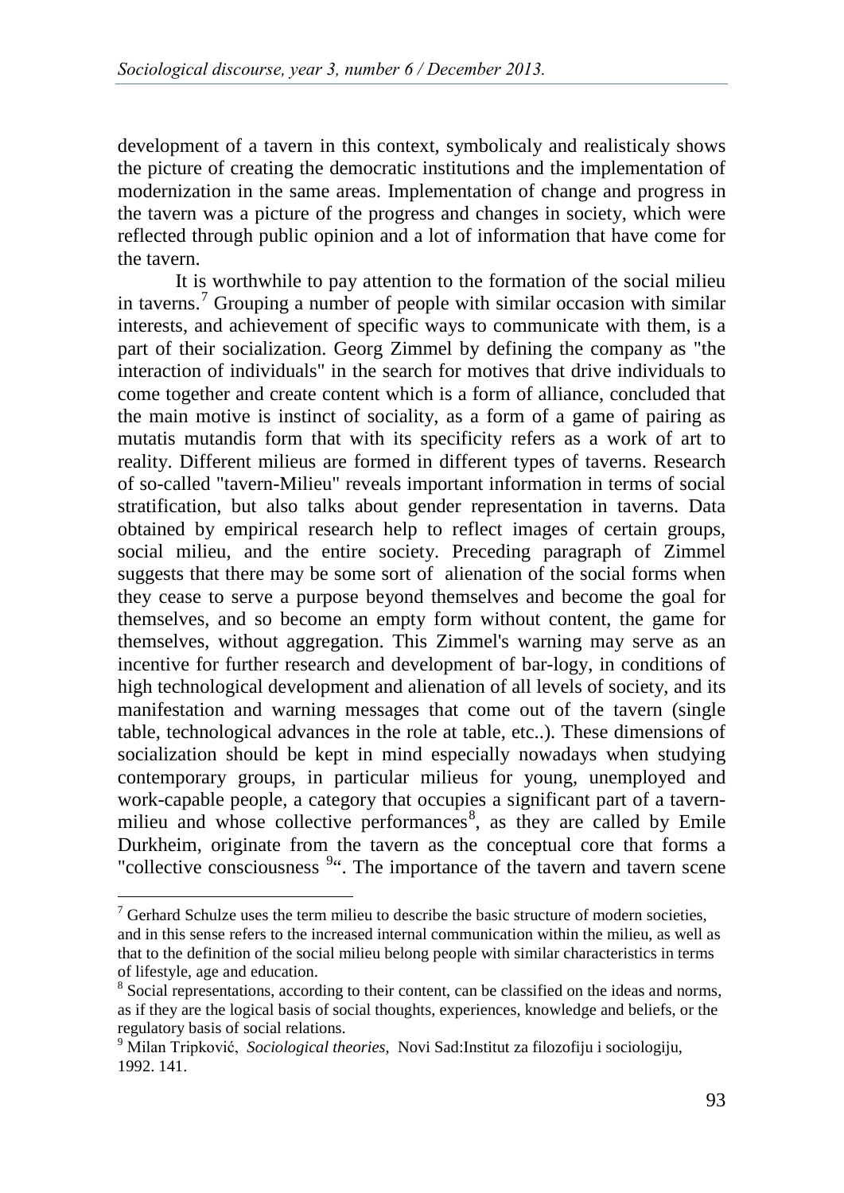development of a tavern in this context, symbolicaly and realisticaly shows the picture of creating the democratic institutions and the implementation of modernization in the same areas. Implementation of change and progress in the tavern was a picture of the progress and changes in society, which were reflected through public opinion and a lot of information that have come for the tavern.

It is worthwhile to pay attention to the formation of the social milieu in taverns.[7] Grouping a number of people with similar occasion with similar interests, and achievement of specific ways to communicate with them, is a part of their socialization. Georg Zimmel by defining the company as "the interaction of individuals" in the search for motives that drive individuals to come together and create content which is a form of alliance, concluded that the main motive is instinct of sociality, as a form of a game of pairing as mutatis mutandis form that with its specificity refers as a work of art to reality. Different milieus are formed in different types of taverns. Research of so-called "tavern-Milieu" reveals important information in terms of social stratification, but also talks about gender representation in taverns. Data obtained by empirical research help to reflect images of certain groups, social milieu, and the entire society. Preceding paragraph of Zimmel suggests that there may be some sort of alienation of the social forms when they cease to serve a purpose beyond themselves and become the goal for themselves, and so become an empty form without content, the game for themselves, without aggregation. This Zimmel's warning may serve as an incentive for further research and development of bar-logy, in conditions of high technological development and alienation of all levels of society, and its manifestation and warning messages that come out of the tavern (single table, technological advances in the role at table, etc..). These dimensions of socialization should be kept in mind especially nowadays when studying contemporary groups, in particular milieus for young, unemployed and work-capable people, a category that occupies a significant part of a tavern-milieu and whose collective performances[8], as they are called by Emile Durkheim, originate from the tavern as the conceptual core that forms a "collective consciousness [9]". The importance of the tavern and tavern scene

---

[7] Gerhard Schulze uses the term milieu to describe the basic structure of modern societies, and in this sense refers to the increased internal communication within the milieu, as well as that to the definition of the social milieu belong people with similar characteristics in terms of lifestyle, age and education.

[8] Social representations, according to their content, can be classified on the ideas and norms, as if they are the logical basis of social thoughts, experiences, knowledge and beliefs, or the regulatory basis of social relations.

[9] Milan Tripković, *Sociological theories*, Novi Sad:Institut za filozofiju i sociologiju, 1992. 141.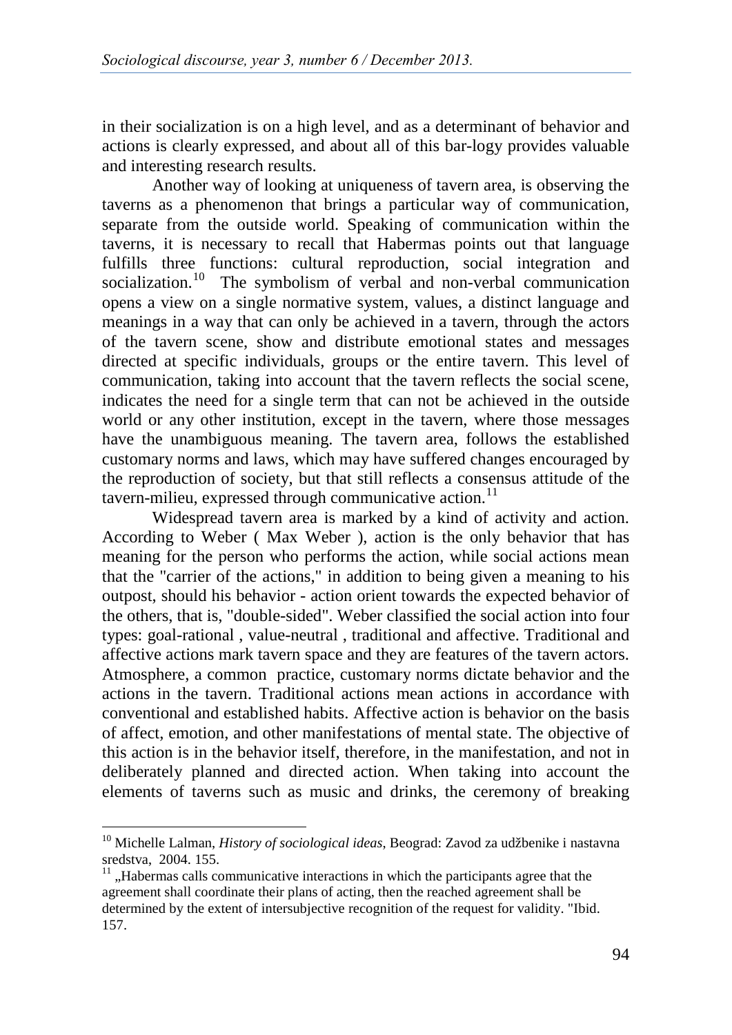in their socialization is on a high level, and as a determinant of behavior and actions is clearly expressed, and about all of this bar-logy provides valuable and interesting research results.

Another way of looking at uniqueness of tavern area, is observing the taverns as a phenomenon that brings a particular way of communication, separate from the outside world. Speaking of communication within the taverns, it is necessary to recall that Habermas points out that language fulfills three functions: cultural reproduction, social integration and socialization.[10] The symbolism of verbal and non-verbal communication opens a view on a single normative system, values, a distinct language and meanings in a way that can only be achieved in a tavern, through the actors of the tavern scene, show and distribute emotional states and messages directed at specific individuals, groups or the entire tavern. This level of communication, taking into account that the tavern reflects the social scene, indicates the need for a single term that can not be achieved in the outside world or any other institution, except in the tavern, where those messages have the unambiguous meaning. The tavern area, follows the established customary norms and laws, which may have suffered changes encouraged by the reproduction of society, but that still reflects a consensus attitude of the tavern-milieu, expressed through communicative action.[11]

Widespread tavern area is marked by a kind of activity and action. According to Weber ( Max Weber ), action is the only behavior that has meaning for the person who performs the action, while social actions mean that the "carrier of the actions," in addition to being given a meaning to his outpost, should his behavior - action orient towards the expected behavior of the others, that is, "double-sided". Weber classified the social action into four types: goal-rational , value-neutral , traditional and affective. Traditional and affective actions mark tavern space and they are features of the tavern actors. Atmosphere, a common practice, customary norms dictate behavior and the actions in the tavern. Traditional actions mean actions in accordance with conventional and established habits. Affective action is behavior on the basis of affect, emotion, and other manifestations of mental state. The objective of this action is in the behavior itself, therefore, in the manifestation, and not in deliberately planned and directed action. When taking into account the elements of taverns such as music and drinks, the ceremony of breaking

---

[10] Michelle Lalman, *History of sociological ideas*, Beograd: Zavod za udžbenike i nastavna sredstva, 2004. 155.

[11] „Habermas calls communicative interactions in which the participants agree that the agreement shall coordinate their plans of acting, then the reached agreement shall be determined by the extent of intersubjective recognition of the request for validity. "Ibid. 157.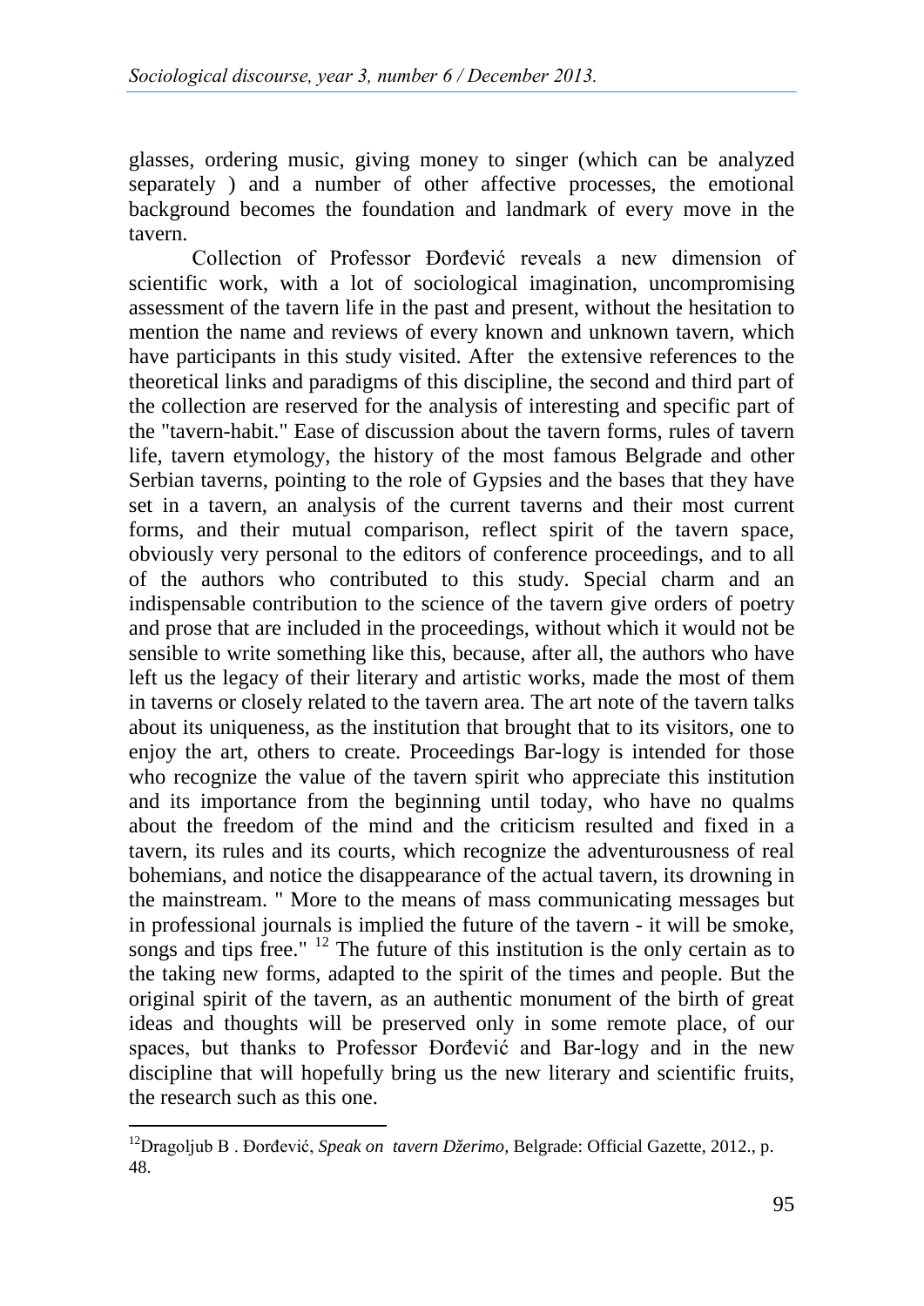glasses, ordering music, giving money to singer (which can be analyzed separately ) and a number of other affective processes, the emotional background becomes the foundation and landmark of every move in the tavern.

Collection of Professor Đorđević reveals a new dimension of scientific work, with a lot of sociological imagination, uncompromising assessment of the tavern life in the past and present, without the hesitation to mention the name and reviews of every known and unknown tavern, which have participants in this study visited. After the extensive references to the theoretical links and paradigms of this discipline, the second and third part of the collection are reserved for the analysis of interesting and specific part of the "tavern-habit." Ease of discussion about the tavern forms, rules of tavern life, tavern etymology, the history of the most famous Belgrade and other Serbian taverns, pointing to the role of Gypsies and the bases that they have set in a tavern, an analysis of the current taverns and their most current forms, and their mutual comparison, reflect spirit of the tavern space, obviously very personal to the editors of conference proceedings, and to all of the authors who contributed to this study. Special charm and an indispensable contribution to the science of the tavern give orders of poetry and prose that are included in the proceedings, without which it would not be sensible to write something like this, because, after all, the authors who have left us the legacy of their literary and artistic works, made the most of them in taverns or closely related to the tavern area. The art note of the tavern talks about its uniqueness, as the institution that brought that to its visitors, one to enjoy the art, others to create. Proceedings Bar-logy is intended for those who recognize the value of the tavern spirit who appreciate this institution and its importance from the beginning until today, who have no qualms about the freedom of the mind and the criticism resulted and fixed in a tavern, its rules and its courts, which recognize the adventurousness of real bohemians, and notice the disappearance of the actual tavern, its drowning in the mainstream. " More to the means of mass communicating messages but in professional journals is implied the future of the tavern - it will be smoke, songs and tips free." [12] The future of this institution is the only certain as to the taking new forms, adapted to the spirit of the times and people. But the original spirit of the tavern, as an authentic monument of the birth of great ideas and thoughts will be preserved only in some remote place, of our spaces, but thanks to Professor Đorđević and Bar-logy and in the new discipline that will hopefully bring us the new literary and scientific fruits, the research such as this one.

---

[12] Dragoljub B . Đorđević, *Speak on tavern Džerimo,* Belgrade: Official Gazette, 2012., p. 48.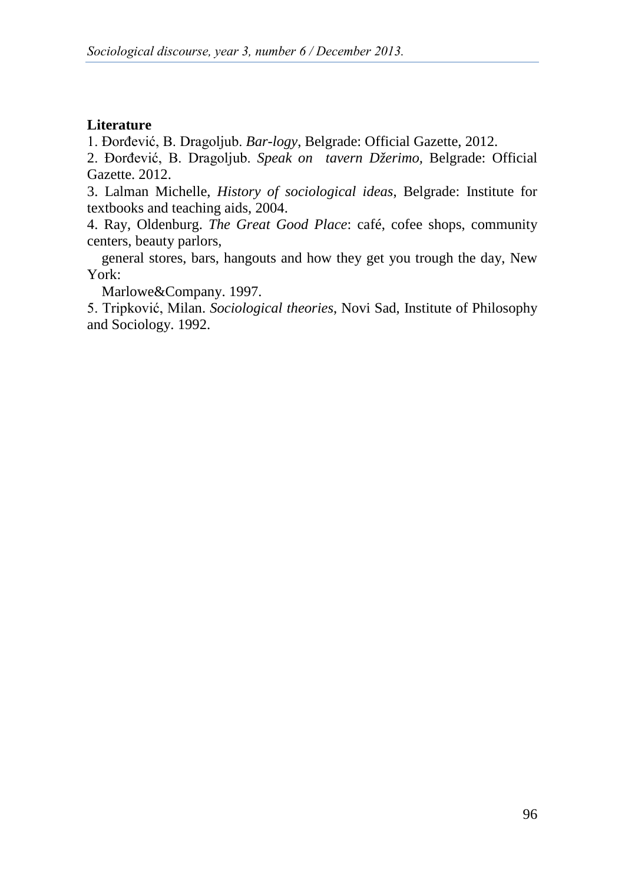**Literature**

1. Đorđević, B. Dragoljub. *Bar-logy*, Belgrade: Official Gazette, 2012.
2. Đorđević, B. Dragoljub. *Speak on tavern Džerimo,* Belgrade: Official Gazette. 2012.
3. Lalman Michelle, *History of sociological ideas*, Belgrade: Institute for textbooks and teaching aids, 2004.
4. Ray, Oldenburg. *The Great Good Place*: café, cofee shops, community centers, beauty parlors, general stores, bars, hangouts and how they get you trough the day, New York: Marlowe&Company. 1997.
5. Tripković, Milan. *Sociological theories*, Novi Sad, Institute of Philosophy and Sociology. 1992.